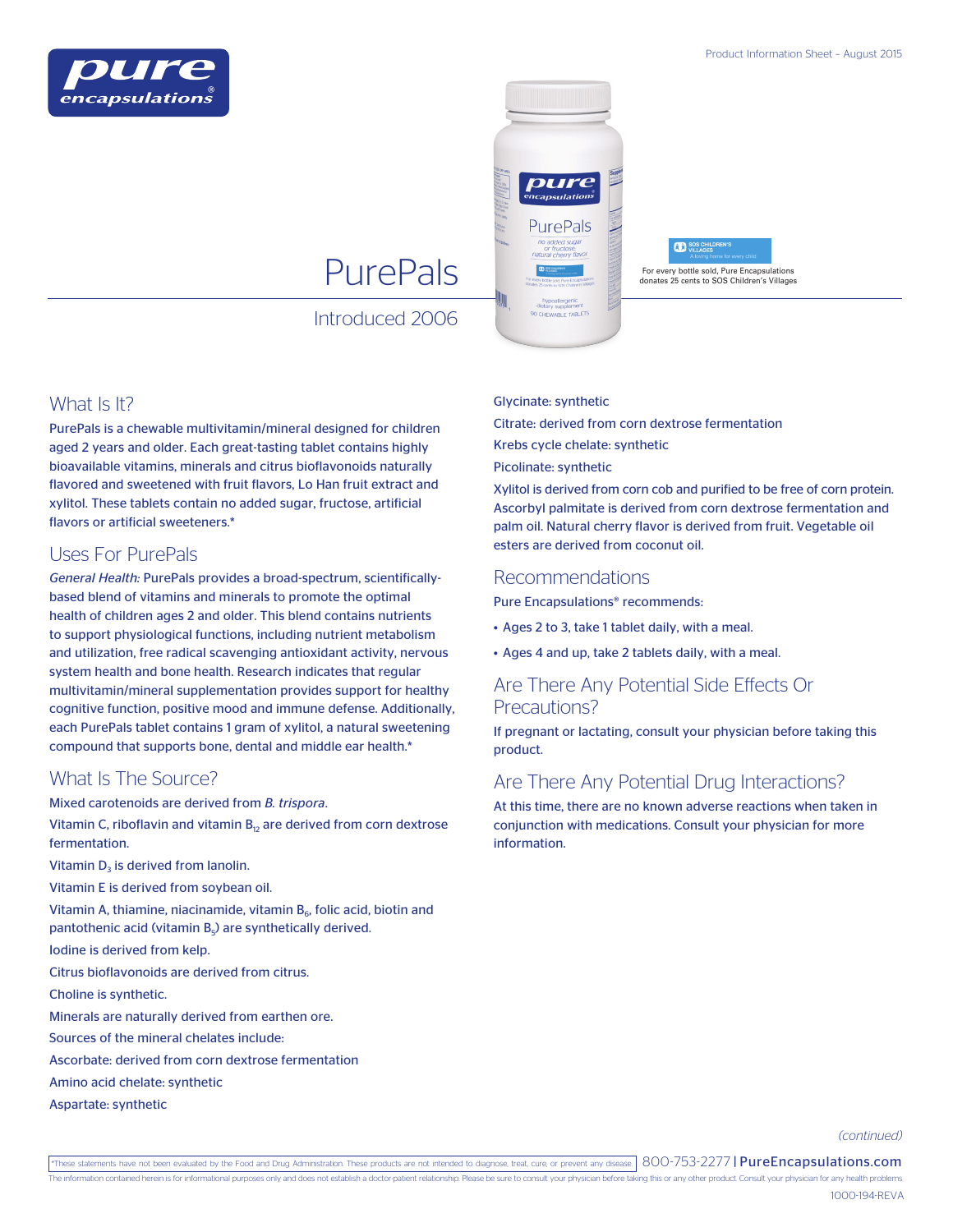Product Information Sheet – August 2015

# PurePals

Introduced 2006

For every bottle sold, Pure Encapsulations donates 25 cents to SOS Children's Villages

## What Is It?

PurePals is a chewable multivitamin/mineral designed for children aged 2 years and older. Each great-tasting tablet contains highly bioavailable vitamins, minerals and citrus bioflavonoids naturally flavored and sweetened with fruit flavors, Lo Han fruit extract and xylitol. These tablets contain no added sugar, fructose, artificial flavors or artificial sweeteners.*

## Uses For PurePals

*General Health:* PurePals provides a broad-spectrum, scientifically-based blend of vitamins and minerals to promote the optimal health of children ages 2 and older. This blend contains nutrients to support physiological functions, including nutrient metabolism and utilization, free radical scavenging antioxidant activity, nervous system health and bone health. Research indicates that regular multivitamin/mineral supplementation provides support for healthy cognitive function, positive mood and immune defense. Additionally, each PurePals tablet contains 1 gram of xylitol, a natural sweetening compound that supports bone, dental and middle ear health.*

## What Is The Source?

Mixed carotenoids are derived from *B. trispora*.

Vitamin C, riboflavin and vitamin $B_{12}$ are derived from corn dextrose fermentation.

Vitamin $D_3$ is derived from lanolin.

Vitamin E is derived from soybean oil.

Vitamin A, thiamine, niacinamide, vitamin $B_6$, folic acid, biotin and pantothenic acid (vitamin $B_5$) are synthetically derived.

Iodine is derived from kelp.

Citrus bioflavonoids are derived from citrus.

Choline is synthetic.

Minerals are naturally derived from earthen ore.

Sources of the mineral chelates include:

Ascorbate: derived from corn dextrose fermentation

Amino acid chelate: synthetic

Aspartate: synthetic

Glycinate: synthetic

Citrate: derived from corn dextrose fermentation

Krebs cycle chelate: synthetic

Picolinate: synthetic

Xylitol is derived from corn cob and purified to be free of corn protein. Ascorbyl palmitate is derived from corn dextrose fermentation and palm oil. Natural cherry flavor is derived from fruit. Vegetable oil esters are derived from coconut oil.

## Recommendations

Pure Encapsulations® recommends:

- Ages 2 to 3, take 1 tablet daily, with a meal.
- Ages 4 and up, take 2 tablets daily, with a meal.

## Are There Any Potential Side Effects Or Precautions?

If pregnant or lactating, consult your physician before taking this product.

## Are There Any Potential Drug Interactions?

At this time, there are no known adverse reactions when taken in conjunction with medications. Consult your physician for more information.

*(continued)*

*These statements have not been evaluated by the Food and Drug Administration. These products are not intended to diagnose, treat, cure, or prevent any disease.

800-753-2277 | PureEncapsulations.com

The information contained herein is for informational purposes only and does not establish a doctor-patient relationship. Please be sure to consult your physician before taking this or any other product. Consult your physician for any health problems.

1000-194-REVA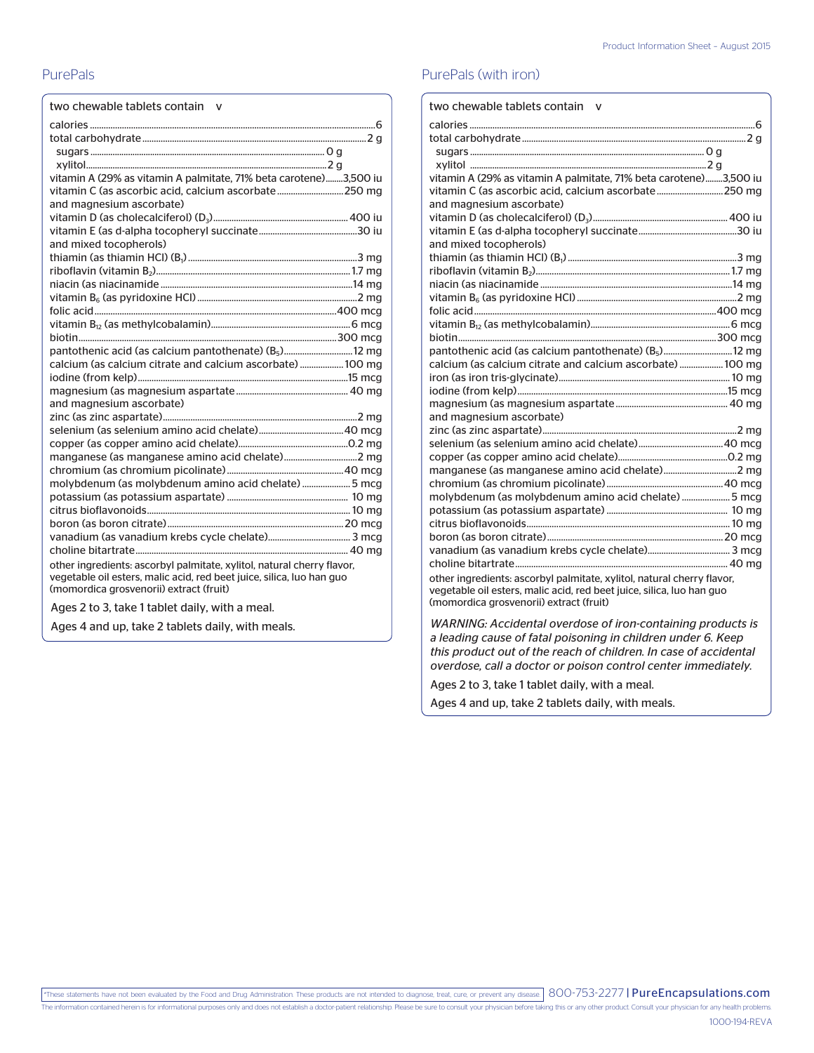## PurePals

| two chewable tablets contain v | |
|---|---|
| calories | 6 |
| total carbohydrate | 2 g |
| sugars | 0 g |
| xylitol | 2 g |
| vitamin A (29% as vitamin A palmitate, 71% beta carotene) | 3,500 iu |
| vitamin C (as ascorbic acid, calcium ascorbate and magnesium ascorbate) | 250 mg |
| vitamin D (as cholecalciferol) ($D_3$) | 400 iu |
| vitamin E (as d-alpha tocopheryl succinate and mixed tocopherols) | 30 iu |
| thiamin (as thiamin HCl) ($B_1$) | 3 mg |
| riboflavin (vitamin $B_2$) | 1.7 mg |
| niacin (as niacinamide | 14 mg |
| vitamin $B_6$ (as pyridoxine HCl) | 2 mg |
| folic acid | 400 mcg |
| vitamin $B_{12}$ (as methylcobalamin) | 6 mcg |
| biotin | 300 mcg |
| pantothenic acid (as calcium pantothenate) ($B_5$) | 12 mg |
| calcium (as calcium citrate and calcium ascorbate) | 100 mg |
| iodine (from kelp) | 15 mcg |
| magnesium (as magnesium aspartate and magnesium ascorbate) | 40 mg |
| zinc (as zinc aspartate) | 2 mg |
| selenium (as selenium amino acid chelate) | 40 mcg |
| copper (as copper amino acid chelate) | 0.2 mg |
| manganese (as manganese amino acid chelate) | 2 mg |
| chromium (as chromium picolinate) | 40 mcg |
| molybdenum (as molybdenum amino acid chelate) | 5 mcg |
| potassium (as potassium aspartate) | 10 mg |
| citrus bioflavonoids | 10 mg |
| boron (as boron citrate) | 20 mcg |
| vanadium (as vanadium krebs cycle chelate) | 3 mcg |
| choline bitartrate | 40 mg |

other ingredients: ascorbyl palmitate, xylitol, natural cherry flavor, vegetable oil esters, malic acid, red beet juice, silica, luo han guo (momordica grosvenorii) extract (fruit)

Ages 2 to 3, take 1 tablet daily, with a meal.

Ages 4 and up, take 2 tablets daily, with meals.

## PurePals (with iron)

| two chewable tablets contain v | |
|---|---|
| calories | 6 |
| total carbohydrate | 2 g |
| sugars | 0 g |
| xylitol | 2 g |
| vitamin A (29% as vitamin A palmitate, 71% beta carotene) | 3,500 iu |
| vitamin C (as ascorbic acid, calcium ascorbate and magnesium ascorbate) | 250 mg |
| vitamin D (as cholecalciferol) ($D_3$) | 400 iu |
| vitamin E (as d-alpha tocopheryl succinate and mixed tocopherols) | 30 iu |
| thiamin (as thiamin HCl) ($B_1$) | 3 mg |
| riboflavin (vitamin $B_2$) | 1.7 mg |
| niacin (as niacinamide | 14 mg |
| vitamin $B_6$ (as pyridoxine HCl) | 2 mg |
| folic acid | 400 mcg |
| vitamin $B_{12}$ (as methylcobalamin) | 6 mcg |
| biotin | 300 mcg |
| pantothenic acid (as calcium pantothenate) ($B_5$) | 12 mg |
| calcium (as calcium citrate and calcium ascorbate) | 100 mg |
| iron (as iron tris-glycinate) | 10 mg |
| iodine (from kelp) | 15 mcg |
| magnesium (as magnesium aspartate and magnesium ascorbate) | 40 mg |
| zinc (as zinc aspartate) | 2 mg |
| selenium (as selenium amino acid chelate) | 40 mcg |
| copper (as copper amino acid chelate) | 0.2 mg |
| manganese (as manganese amino acid chelate) | 2 mg |
| chromium (as chromium picolinate) | 40 mcg |
| molybdenum (as molybdenum amino acid chelate) | 5 mcg |
| potassium (as potassium aspartate) | 10 mg |
| citrus bioflavonoids | 10 mg |
| boron (as boron citrate) | 20 mcg |
| vanadium (as vanadium krebs cycle chelate) | 3 mcg |
| choline bitartrate | 40 mg |

other ingredients: ascorbyl palmitate, xylitol, natural cherry flavor, vegetable oil esters, malic acid, red beet juice, silica, luo han guo (momordica grosvenorii) extract (fruit)

*WARNING: Accidental overdose of iron-containing products is a leading cause of fatal poisoning in children under 6. Keep this product out of the reach of children. In case of accidental overdose, call a doctor or poison control center immediately.*

Ages 2 to 3, take 1 tablet daily, with a meal.

Ages 4 and up, take 2 tablets daily, with meals.

*These statements have not been evaluated by the Food and Drug Administration. These products are not intended to diagnose, treat, cure, or prevent any disease.

800-753-2277 | PureEncapsulations.com

The information contained herein is for informational purposes only and does not establish a doctor-patient relationship. Please be sure to consult your physician before taking this or any other product. Consult your physician for any health problems.

1000-194-REVA